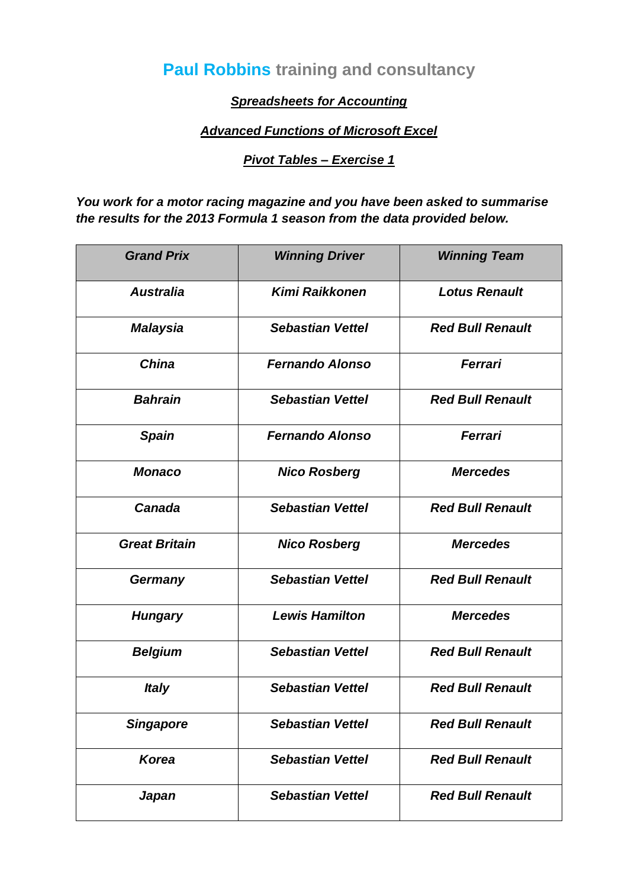# Paul Robbins training and consultancy

***Spreadsheets for Accounting***

***Advanced Functions of Microsoft Excel***

***Pivot Tables – Exercise 1***

***You work for a motor racing magazine and you have been asked to summarise the results for the 2013 Formula 1 season from the data provided below.***

| ***Grand Prix*** | ***Winning Driver*** | ***Winning Team*** |
|---|---|---|
| ***Australia*** | ***Kimi Raikkonen*** | ***Lotus Renault*** |
| ***Malaysia*** | ***Sebastian Vettel*** | ***Red Bull Renault*** |
| ***China*** | ***Fernando Alonso*** | ***Ferrari*** |
| ***Bahrain*** | ***Sebastian Vettel*** | ***Red Bull Renault*** |
| ***Spain*** | ***Fernando Alonso*** | ***Ferrari*** |
| ***Monaco*** | ***Nico Rosberg*** | ***Mercedes*** |
| ***Canada*** | ***Sebastian Vettel*** | ***Red Bull Renault*** |
| ***Great Britain*** | ***Nico Rosberg*** | ***Mercedes*** |
| ***Germany*** | ***Sebastian Vettel*** | ***Red Bull Renault*** |
| ***Hungary*** | ***Lewis Hamilton*** | ***Mercedes*** |
| ***Belgium*** | ***Sebastian Vettel*** | ***Red Bull Renault*** |
| ***Italy*** | ***Sebastian Vettel*** | ***Red Bull Renault*** |
| ***Singapore*** | ***Sebastian Vettel*** | ***Red Bull Renault*** |
| ***Korea*** | ***Sebastian Vettel*** | ***Red Bull Renault*** |
| ***Japan*** | ***Sebastian Vettel*** | ***Red Bull Renault*** |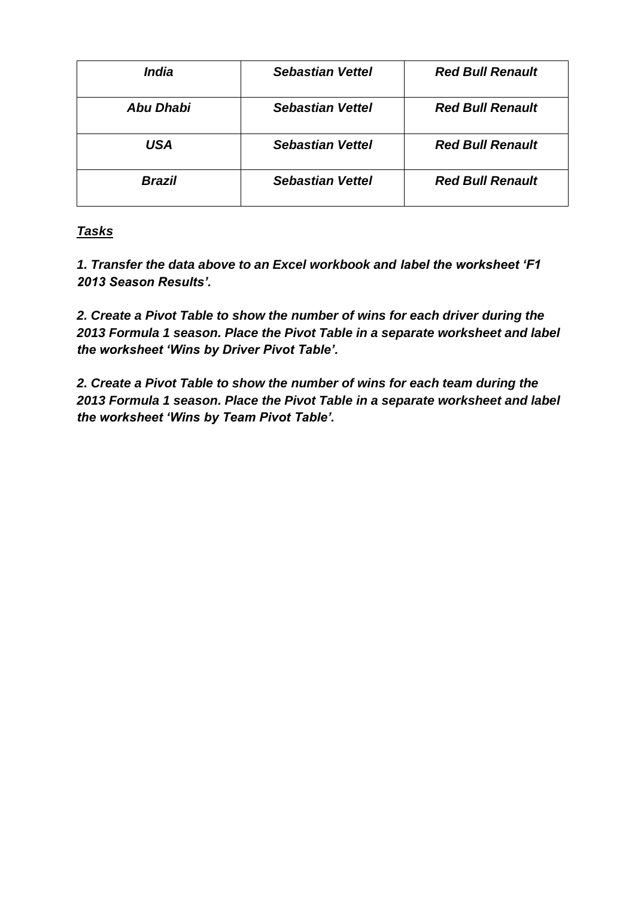| | | |
|---|---|---|
| *India* | *Sebastian Vettel* | *Red Bull Renault* |
| *Abu Dhabi* | *Sebastian Vettel* | *Red Bull Renault* |
| *USA* | *Sebastian Vettel* | *Red Bull Renault* |
| *Brazil* | *Sebastian Vettel* | *Red Bull Renault* |

***Tasks***

***1. Transfer the data above to an Excel workbook and label the worksheet 'F1 2013 Season Results'.***

***2. Create a Pivot Table to show the number of wins for each driver during the 2013 Formula 1 season. Place the Pivot Table in a separate worksheet and label the worksheet 'Wins by Driver Pivot Table'.***

***2. Create a Pivot Table to show the number of wins for each team during the 2013 Formula 1 season. Place the Pivot Table in a separate worksheet and label the worksheet 'Wins by Team Pivot Table'.***